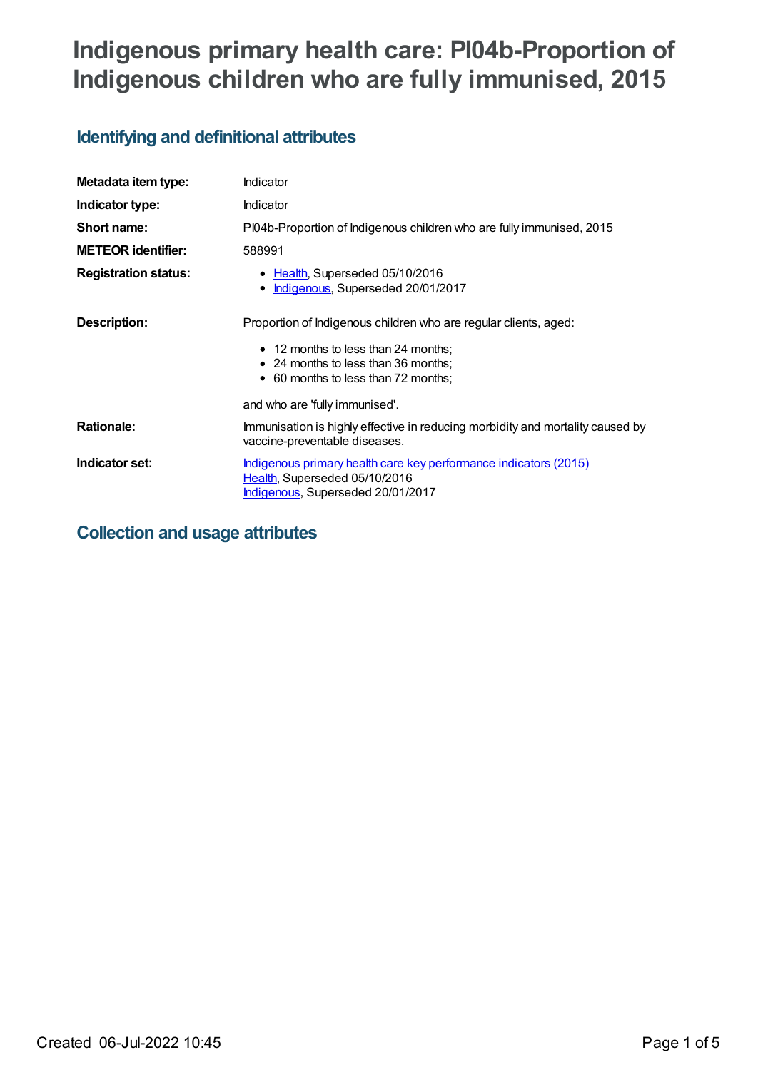# Indigenous primary health care: PI04b-Proportion of Indigenous children who are fully immunised, 2015

## Identifying and definitional attributes

| | |
|---|---|
| **Metadata item type:** | Indicator |
| **Indicator type:** | Indicator |
| **Short name:** | PI04b-Proportion of Indigenous children who are fully immunised, 2015 |
| **METEOR identifier:** | 588991 |
| **Registration status:** | • Health, Superseded 05/10/2016<br>• Indigenous, Superseded 20/01/2017 |
| **Description:** | Proportion of Indigenous children who are regular clients, aged:<br>• 12 months to less than 24 months;<br>• 24 months to less than 36 months;<br>• 60 months to less than 72 months;<br>and who are 'fully immunised'. |
| **Rationale:** | Immunisation is highly effective in reducing morbidity and mortality caused by vaccine-preventable diseases. |
| **Indicator set:** | Indigenous primary health care key performance indicators (2015)<br>Health, Superseded 05/10/2016<br>Indigenous, Superseded 20/01/2017 |

## Collection and usage attributes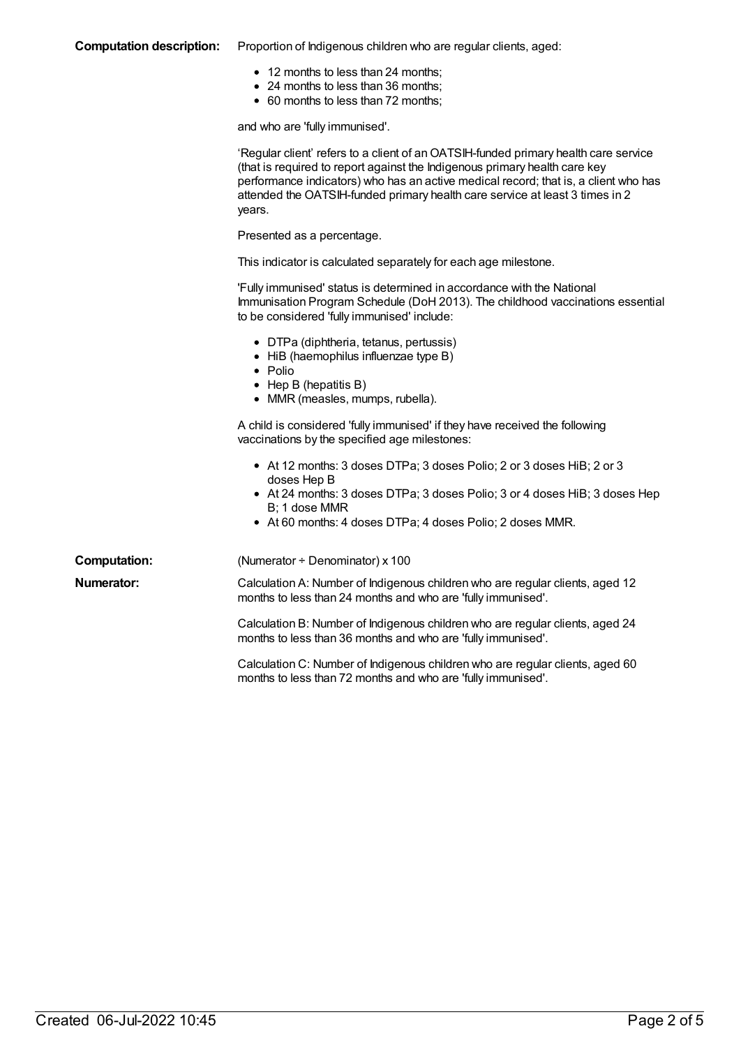**Computation description:** Proportion of Indigenous children who are regular clients, aged:

- 12 months to less than 24 months;
- 24 months to less than 36 months;
- 60 months to less than 72 months;

and who are 'fully immunised'.

'Regular client' refers to a client of an OATSIH-funded primary health care service (that is required to report against the Indigenous primary health care key performance indicators) who has an active medical record; that is, a client who has attended the OATSIH-funded primary health care service at least 3 times in 2 years.

Presented as a percentage.

This indicator is calculated separately for each age milestone.

'Fully immunised' status is determined in accordance with the National Immunisation Program Schedule (DoH 2013). The childhood vaccinations essential to be considered 'fully immunised' include:

- DTPa (diphtheria, tetanus, pertussis)
- HiB (haemophilus influenzae type B)
- Polio
- Hep B (hepatitis B)
- MMR (measles, mumps, rubella).

A child is considered 'fully immunised' if they have received the following vaccinations by the specified age milestones:

- At 12 months: 3 doses DTPa; 3 doses Polio; 2 or 3 doses HiB; 2 or 3 doses Hep B
- At 24 months: 3 doses DTPa; 3 doses Polio; 3 or 4 doses HiB; 3 doses Hep B; 1 dose MMR
- At 60 months: 4 doses DTPa; 4 doses Polio; 2 doses MMR.

**Computation:** (Numerator ÷ Denominator) x 100

**Numerator:** Calculation A: Number of Indigenous children who are regular clients, aged 12 months to less than 24 months and who are 'fully immunised'.

Calculation B: Number of Indigenous children who are regular clients, aged 24 months to less than 36 months and who are 'fully immunised'.

Calculation C: Number of Indigenous children who are regular clients, aged 60 months to less than 72 months and who are 'fully immunised'.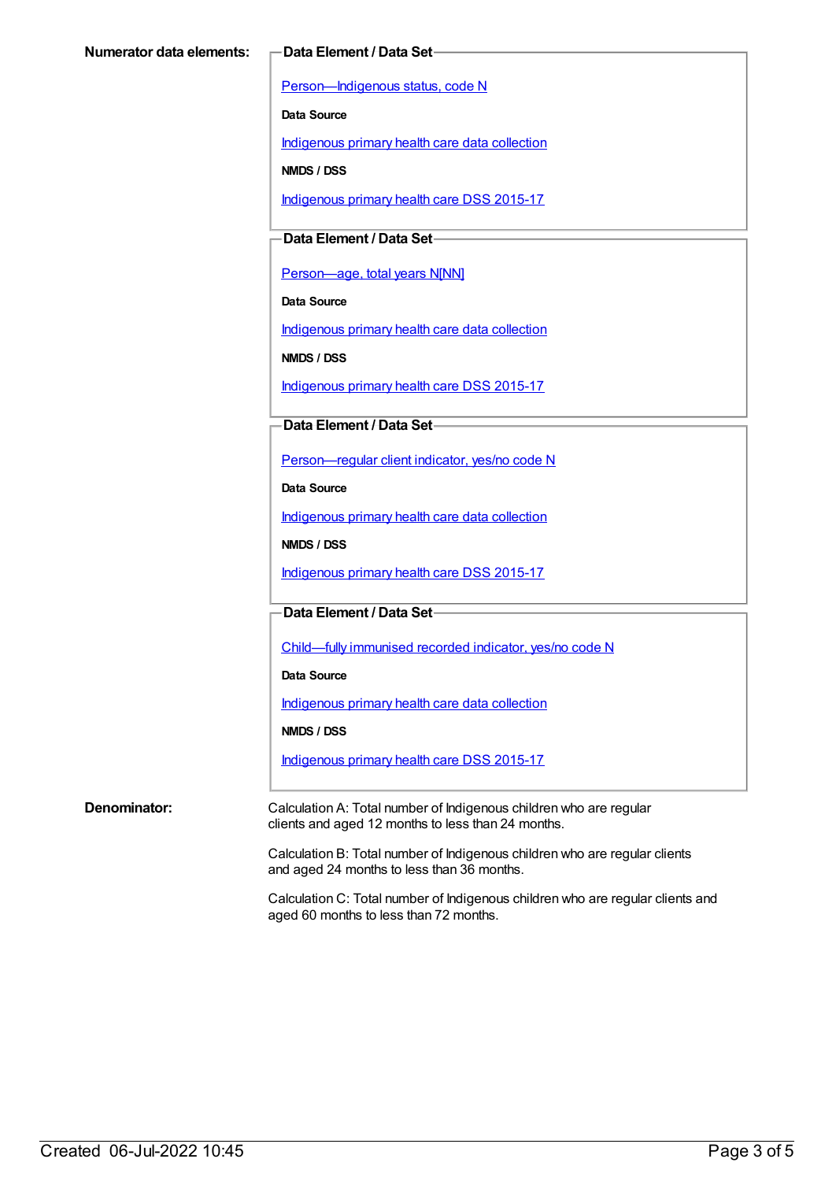**Numerator data elements:**

**Data Element / Data Set**

Person—Indigenous status, code N

**Data Source**

Indigenous primary health care data collection

**NMDS / DSS**

Indigenous primary health care DSS 2015-17

**Data Element / Data Set**

Person—age, total years N[NN]

**Data Source**

Indigenous primary health care data collection

**NMDS / DSS**

Indigenous primary health care DSS 2015-17

**Data Element / Data Set**

Person—regular client indicator, yes/no code N

**Data Source**

Indigenous primary health care data collection

**NMDS / DSS**

Indigenous primary health care DSS 2015-17

**Data Element / Data Set**

Child—fully immunised recorded indicator, yes/no code N

**Data Source**

Indigenous primary health care data collection

**NMDS / DSS**

Indigenous primary health care DSS 2015-17

**Denominator:**

Calculation A: Total number of Indigenous children who are regular clients and aged 12 months to less than 24 months.

Calculation B: Total number of Indigenous children who are regular clients and aged 24 months to less than 36 months.

Calculation C: Total number of Indigenous children who are regular clients and aged 60 months to less than 72 months.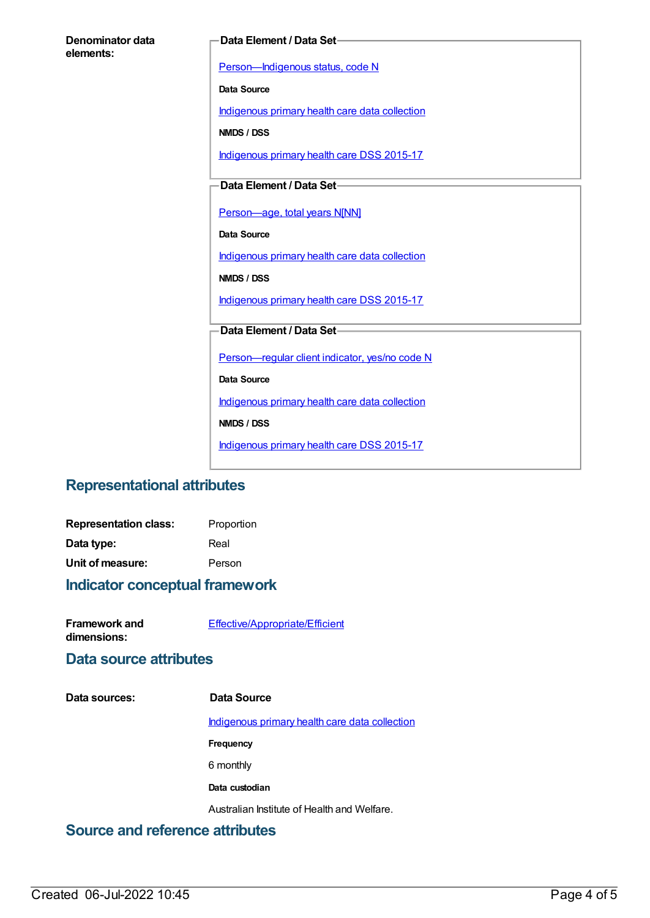**Denominator data elements:**

**Data Element / Data Set**

Person—Indigenous status, code N

**Data Source**

Indigenous primary health care data collection

**NMDS / DSS**

Indigenous primary health care DSS 2015-17

**Data Element / Data Set**

Person—age, total years N[NN]

**Data Source**

Indigenous primary health care data collection

**NMDS / DSS**

Indigenous primary health care DSS 2015-17

**Data Element / Data Set**

Person—regular client indicator, yes/no code N

**Data Source**

Indigenous primary health care data collection

**NMDS / DSS**

Indigenous primary health care DSS 2015-17

## Representational attributes

**Representation class:** Proportion

**Data type:** Real

**Unit of measure:** Person

## Indicator conceptual framework

**Framework and dimensions:** Effective/Appropriate/Efficient

## Data source attributes

**Data sources:**

**Data Source**

Indigenous primary health care data collection

**Frequency**

6 monthly

**Data custodian**

Australian Institute of Health and Welfare.

## Source and reference attributes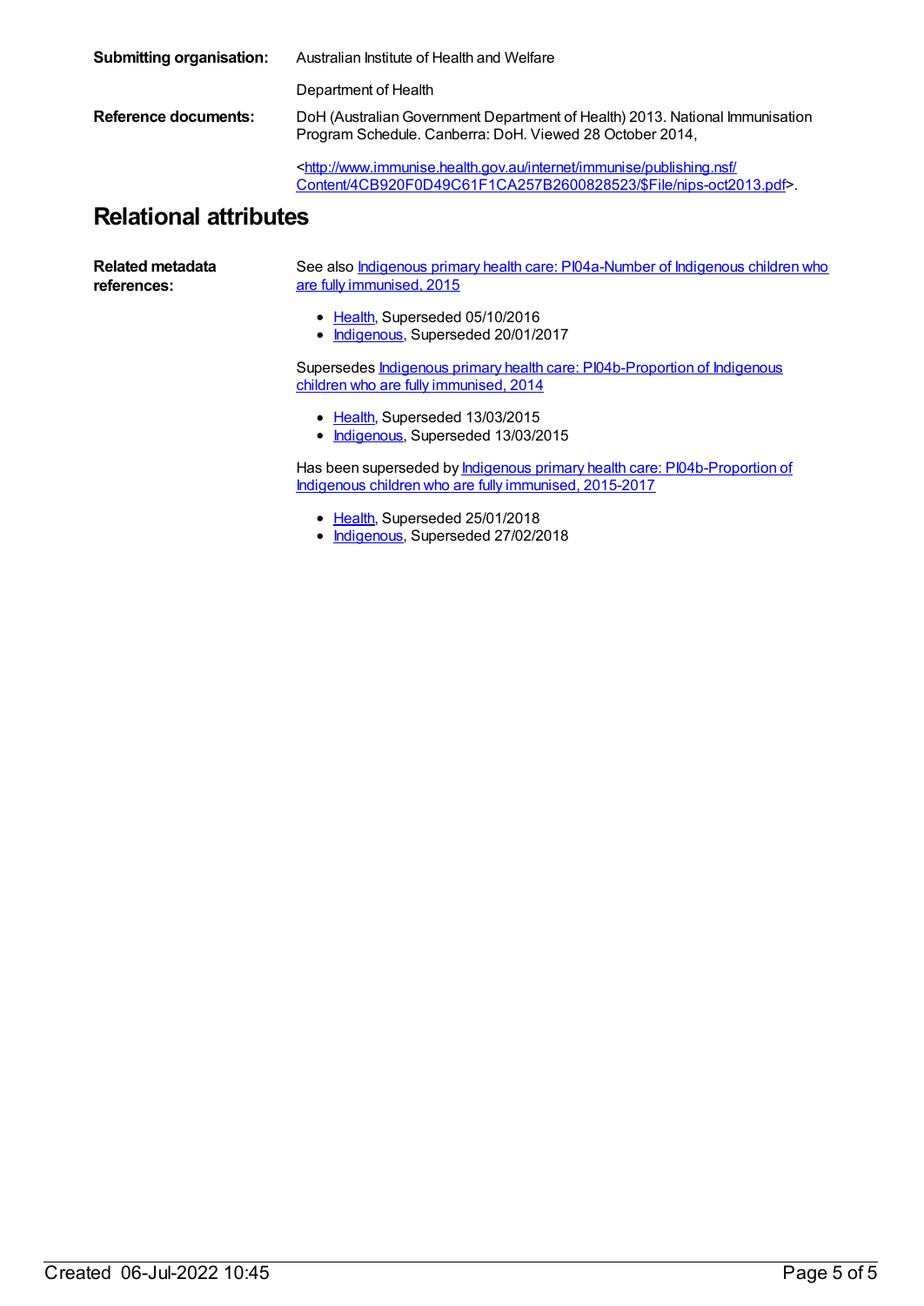**Submitting organisation:** Australian Institute of Health and Welfare

Department of Health

**Reference documents:** DoH (Australian Government Department of Health) 2013. National Immunisation Program Schedule. Canberra: DoH. Viewed 28 October 2014,

<http://www.immunise.health.gov.au/internet/immunise/publishing.nsf/Content/4CB920F0D49C61F1CA257B2600828523/$File/nips-oct2013.pdf>.

## Relational attributes

**Related metadata references:**

See also Indigenous primary health care: PI04a-Number of Indigenous children who are fully immunised, 2015

- Health, Superseded 05/10/2016
- Indigenous, Superseded 20/01/2017

Supersedes Indigenous primary health care: PI04b-Proportion of Indigenous children who are fully immunised, 2014

- Health, Superseded 13/03/2015
- Indigenous, Superseded 13/03/2015

Has been superseded by Indigenous primary health care: PI04b-Proportion of Indigenous children who are fully immunised, 2015-2017

- Health, Superseded 25/01/2018
- Indigenous, Superseded 27/02/2018